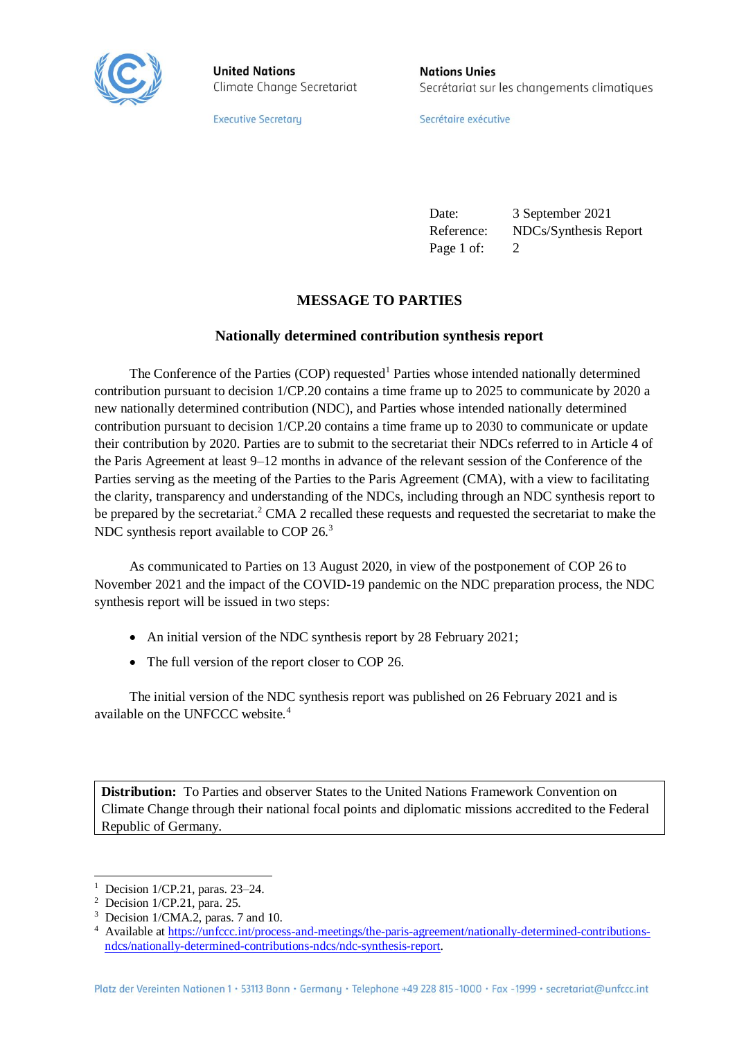**United Nations**
Climate Change Secretariat

Executive Secretary

**Nations Unies**
Secrétariat sur les changements climatiques

Secrétaire exécutive

| | |
|---|---|
| Date: | 3 September 2021 |
| Reference: | NDCs/Synthesis Report |
| Page 1 of: | 2 |

## MESSAGE TO PARTIES

### Nationally determined contribution synthesis report

The Conference of the Parties (COP) requested[1] Parties whose intended nationally determined contribution pursuant to decision 1/CP.20 contains a time frame up to 2025 to communicate by 2020 a new nationally determined contribution (NDC), and Parties whose intended nationally determined contribution pursuant to decision 1/CP.20 contains a time frame up to 2030 to communicate or update their contribution by 2020. Parties are to submit to the secretariat their NDCs referred to in Article 4 of the Paris Agreement at least 9–12 months in advance of the relevant session of the Conference of the Parties serving as the meeting of the Parties to the Paris Agreement (CMA), with a view to facilitating the clarity, transparency and understanding of the NDCs, including through an NDC synthesis report to be prepared by the secretariat.[2] CMA 2 recalled these requests and requested the secretariat to make the NDC synthesis report available to COP 26.[3]

As communicated to Parties on 13 August 2020, in view of the postponement of COP 26 to November 2021 and the impact of the COVID-19 pandemic on the NDC preparation process, the NDC synthesis report will be issued in two steps:

- An initial version of the NDC synthesis report by 28 February 2021;
- The full version of the report closer to COP 26.

The initial version of the NDC synthesis report was published on 26 February 2021 and is available on the UNFCCC website.[4]

**Distribution:** To Parties and observer States to the United Nations Framework Convention on Climate Change through their national focal points and diplomatic missions accredited to the Federal Republic of Germany.

---

[1] Decision 1/CP.21, paras. 23–24.
[2] Decision 1/CP.21, para. 25.
[3] Decision 1/CMA.2, paras. 7 and 10.
[4] Available at https://unfccc.int/process-and-meetings/the-paris-agreement/nationally-determined-contributions-ndcs/nationally-determined-contributions-ndcs/ndc-synthesis-report.

Platz der Vereinten Nationen 1 • 53113 Bonn • Germany • Telephone +49 228 815-1000 • Fax -1999 • secretariat@unfccc.int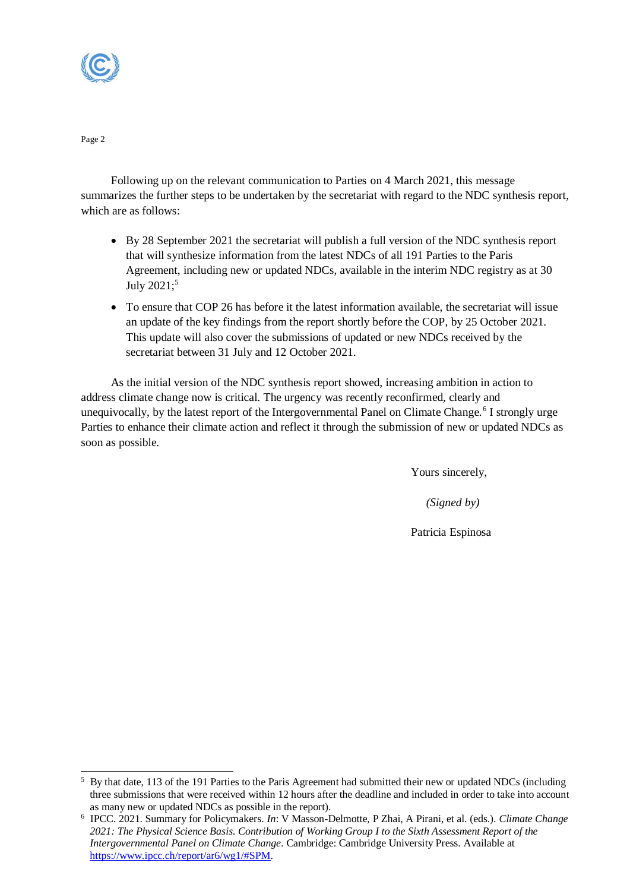Following up on the relevant communication to Parties on 4 March 2021, this message summarizes the further steps to be undertaken by the secretariat with regard to the NDC synthesis report, which are as follows:

- By 28 September 2021 the secretariat will publish a full version of the NDC synthesis report that will synthesize information from the latest NDCs of all 191 Parties to the Paris Agreement, including new or updated NDCs, available in the interim NDC registry as at 30 July 2021;[5]
- To ensure that COP 26 has before it the latest information available, the secretariat will issue an update of the key findings from the report shortly before the COP, by 25 October 2021. This update will also cover the submissions of updated or new NDCs received by the secretariat between 31 July and 12 October 2021.

As the initial version of the NDC synthesis report showed, increasing ambition in action to address climate change now is critical. The urgency was recently reconfirmed, clearly and unequivocally, by the latest report of the Intergovernmental Panel on Climate Change.[6] I strongly urge Parties to enhance their climate action and reflect it through the submission of new or updated NDCs as soon as possible.

Yours sincerely,

*(Signed by)*

Patricia Espinosa

---

[5] By that date, 113 of the 191 Parties to the Paris Agreement had submitted their new or updated NDCs (including three submissions that were received within 12 hours after the deadline and included in order to take into account as many new or updated NDCs as possible in the report).

[6] IPCC. 2021. Summary for Policymakers. *In*: V Masson-Delmotte, P Zhai, A Pirani, et al. (eds.). *Climate Change 2021: The Physical Science Basis. Contribution of Working Group I to the Sixth Assessment Report of the Intergovernmental Panel on Climate Change*. Cambridge: Cambridge University Press. Available at https://www.ipcc.ch/report/ar6/wg1/#SPM.